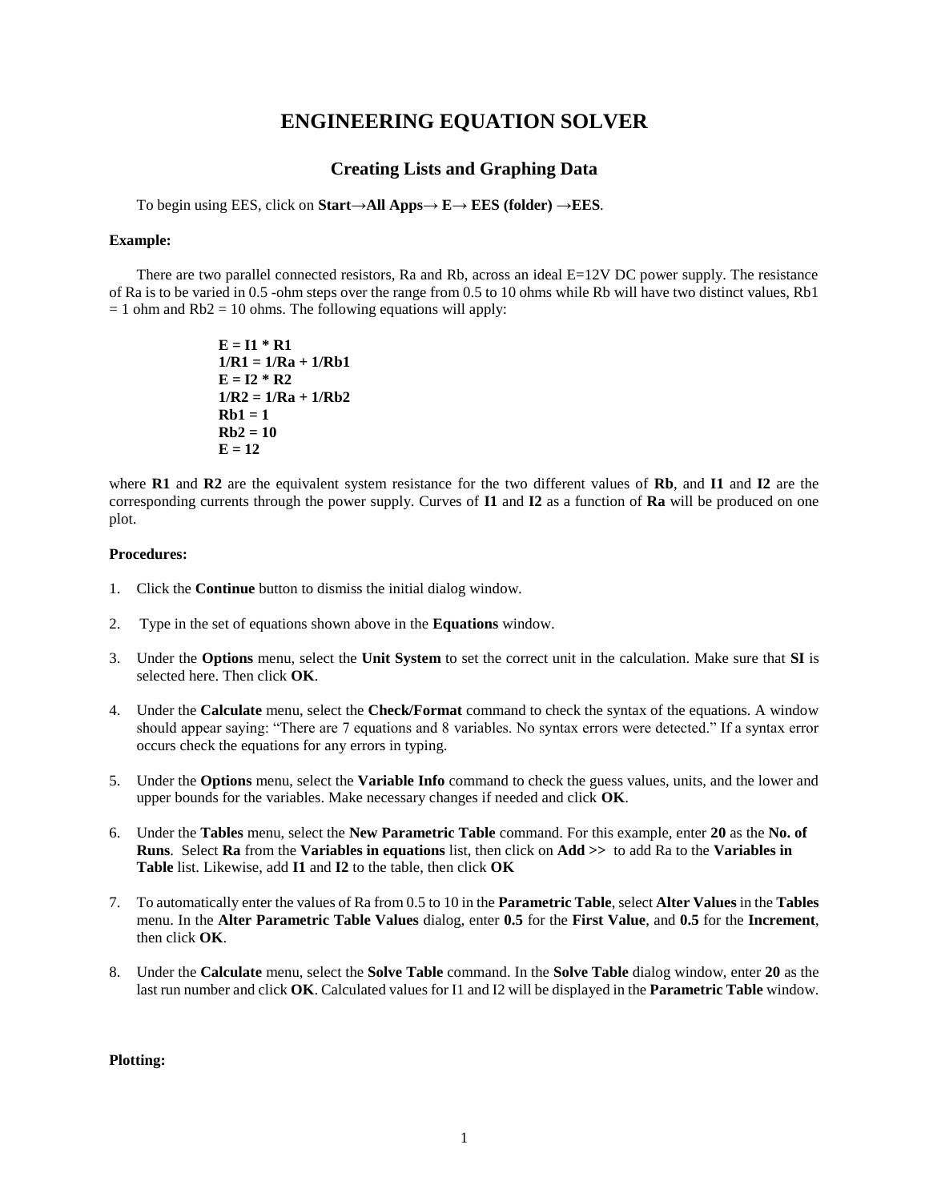# ENGINEERING EQUATION SOLVER

## Creating Lists and Graphing Data

To begin using EES, click on **Start→All Apps→ E→ EES (folder) →EES**.

**Example:**

There are two parallel connected resistors, Ra and Rb, across an ideal E=12V DC power supply. The resistance of Ra is to be varied in 0.5 -ohm steps over the range from 0.5 to 10 ohms while Rb will have two distinct values, Rb1 = 1 ohm and Rb2 = 10 ohms. The following equations will apply:

**E = I1 * R1**
**1/R1 = 1/Ra + 1/Rb1**
**E = I2 * R2**
**1/R2 = 1/Ra + 1/Rb2**
**Rb1 = 1**
**Rb2 = 10**
**E = 12**

where **R1** and **R2** are the equivalent system resistance for the two different values of **Rb**, and **I1** and **I2** are the corresponding currents through the power supply. Curves of **I1** and **I2** as a function of **Ra** will be produced on one plot.

**Procedures:**

1. Click the **Continue** button to dismiss the initial dialog window.
2. Type in the set of equations shown above in the **Equations** window.
3. Under the **Options** menu, select the **Unit System** to set the correct unit in the calculation. Make sure that **SI** is selected here. Then click **OK**.
4. Under the **Calculate** menu, select the **Check/Format** command to check the syntax of the equations. A window should appear saying: "There are 7 equations and 8 variables. No syntax errors were detected." If a syntax error occurs check the equations for any errors in typing.
5. Under the **Options** menu, select the **Variable Info** command to check the guess values, units, and the lower and upper bounds for the variables. Make necessary changes if needed and click **OK**.
6. Under the **Tables** menu, select the **New Parametric Table** command. For this example, enter **20** as the **No. of Runs**. Select **Ra** from the **Variables in equations** list, then click on **Add >>** to add Ra to the **Variables in Table** list. Likewise, add **I1** and **I2** to the table, then click **OK**
7. To automatically enter the values of Ra from 0.5 to 10 in the **Parametric Table**, select **Alter Values** in the **Tables** menu. In the **Alter Parametric Table Values** dialog, enter **0.5** for the **First Value**, and **0.5** for the **Increment**, then click **OK**.
8. Under the **Calculate** menu, select the **Solve Table** command. In the **Solve Table** dialog window, enter **20** as the last run number and click **OK**. Calculated values for I1 and I2 will be displayed in the **Parametric Table** window.

**Plotting:**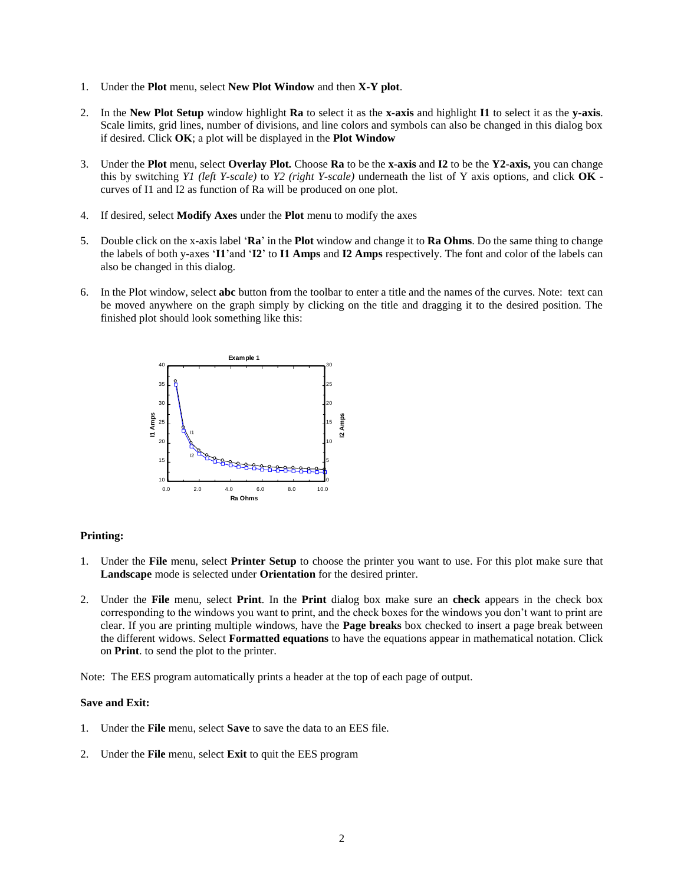1. Under the **Plot** menu, select **New Plot Window** and then **X-Y plot**.

2. In the **New Plot Setup** window highlight **Ra** to select it as the **x-axis** and highlight **I1** to select it as the **y-axis**. Scale limits, grid lines, number of divisions, and line colors and symbols can also be changed in this dialog box if desired. Click **OK**; a plot will be displayed in the **Plot Window**

3. Under the **Plot** menu, select **Overlay Plot.** Choose **Ra** to be the **x-axis** and **I2** to be the **Y2-axis,** you can change this by switching *Y1 (left Y-scale)* to *Y2 (right Y-scale)* underneath the list of Y axis options, and click **OK** - curves of I1 and I2 as function of Ra will be produced on one plot.

4. If desired, select **Modify Axes** under the **Plot** menu to modify the axes

5. Double click on the x-axis label '**Ra**' in the **Plot** window and change it to **Ra Ohms**. Do the same thing to change the labels of both y-axes '**I1**'and '**I2**' to **I1 Amps** and **I2 Amps** respectively. The font and color of the labels can also be changed in this dialog.

6. In the Plot window, select **abc** button from the toolbar to enter a title and the names of the curves. Note: text can be moved anywhere on the graph simply by clicking on the title and dragging it to the desired position. The finished plot should look something like this:

Example 1

I1 Amps: 10, 15, 20, 25, 30, 35, 40

I2 Amps: 0, 5, 10, 15, 20, 25, 30

Ra Ohms: 0.0, 2.0, 4.0, 6.0, 8.0, 10.0

I1

I2

**Printing:**

1. Under the **File** menu, select **Printer Setup** to choose the printer you want to use. For this plot make sure that **Landscape** mode is selected under **Orientation** for the desired printer.

2. Under the **File** menu, select **Print**. In the **Print** dialog box make sure an **check** appears in the check box corresponding to the windows you want to print, and the check boxes for the windows you don't want to print are clear. If you are printing multiple windows, have the **Page breaks** box checked to insert a page break between the different widows. Select **Formatted equations** to have the equations appear in mathematical notation. Click on **Print**. to send the plot to the printer.

Note: The EES program automatically prints a header at the top of each page of output.

**Save and Exit:**

1. Under the **File** menu, select **Save** to save the data to an EES file.

2. Under the **File** menu, select **Exit** to quit the EES program